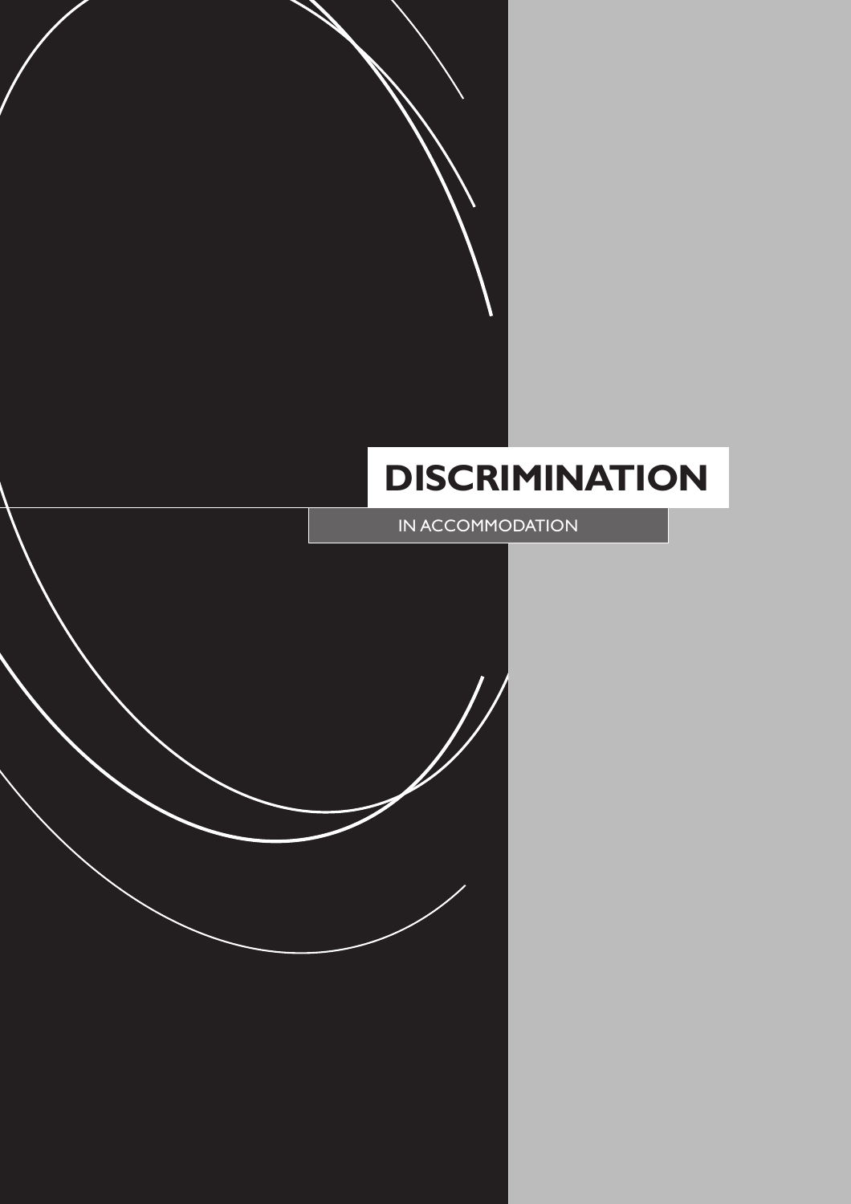# DISCRIMINATION

IN ACCOMMODATION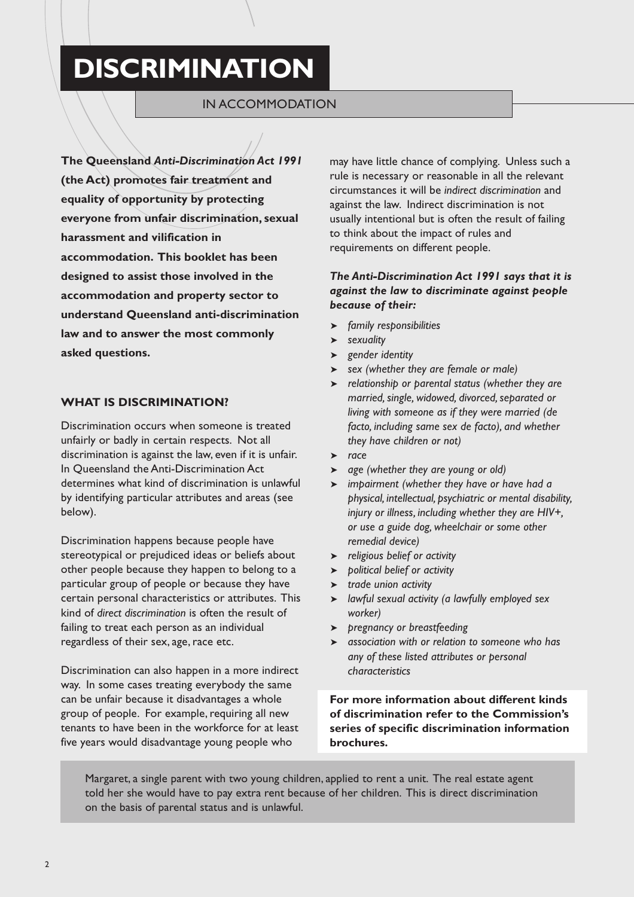# DISCRIMINATION

## IN ACCOMMODATION

**The Queensland *Anti-Discrimination Act 1991* (the Act) promotes fair treatment and equality of opportunity by protecting everyone from unfair discrimination, sexual harassment and vilification in accommodation. This booklet has been designed to assist those involved in the accommodation and property sector to understand Queensland anti-discrimination law and to answer the most commonly asked questions.**

### WHAT IS DISCRIMINATION?

Discrimination occurs when someone is treated unfairly or badly in certain respects. Not all discrimination is against the law, even if it is unfair. In Queensland the Anti-Discrimination Act determines what kind of discrimination is unlawful by identifying particular attributes and areas (see below).

Discrimination happens because people have stereotypical or prejudiced ideas or beliefs about other people because they happen to belong to a particular group of people or because they have certain personal characteristics or attributes. This kind of *direct discrimination* is often the result of failing to treat each person as an individual regardless of their sex, age, race etc.

Discrimination can also happen in a more indirect way. In some cases treating everybody the same can be unfair because it disadvantages a whole group of people. For example, requiring all new tenants to have been in the workforce for at least five years would disadvantage young people who may have little chance of complying. Unless such a rule is necessary or reasonable in all the relevant circumstances it will be *indirect discrimination* and against the law. Indirect discrimination is not usually intentional but is often the result of failing to think about the impact of rules and requirements on different people.

***The Anti-Discrimination Act 1991 says that it is against the law to discriminate against people because of their:***

- *family responsibilities*
- *sexuality*
- *gender identity*
- *sex (whether they are female or male)*
- *relationship or parental status (whether they are married, single, widowed, divorced, separated or living with someone as if they were married (de facto, including same sex de facto), and whether they have children or not)*
- *race*
- *age (whether they are young or old)*
- *impairment (whether they have or have had a physical, intellectual, psychiatric or mental disability, injury or illness, including whether they are HIV+, or use a guide dog, wheelchair or some other remedial device)*
- *religious belief or activity*
- *political belief or activity*
- *trade union activity*
- *lawful sexual activity (a lawfully employed sex worker)*
- *pregnancy or breastfeeding*
- *association with or relation to someone who has any of these listed attributes or personal characteristics*

**For more information about different kinds of discrimination refer to the Commission's series of specific discrimination information brochures.**

Margaret, a single parent with two young children, applied to rent a unit. The real estate agent told her she would have to pay extra rent because of her children. This is direct discrimination on the basis of parental status and is unlawful.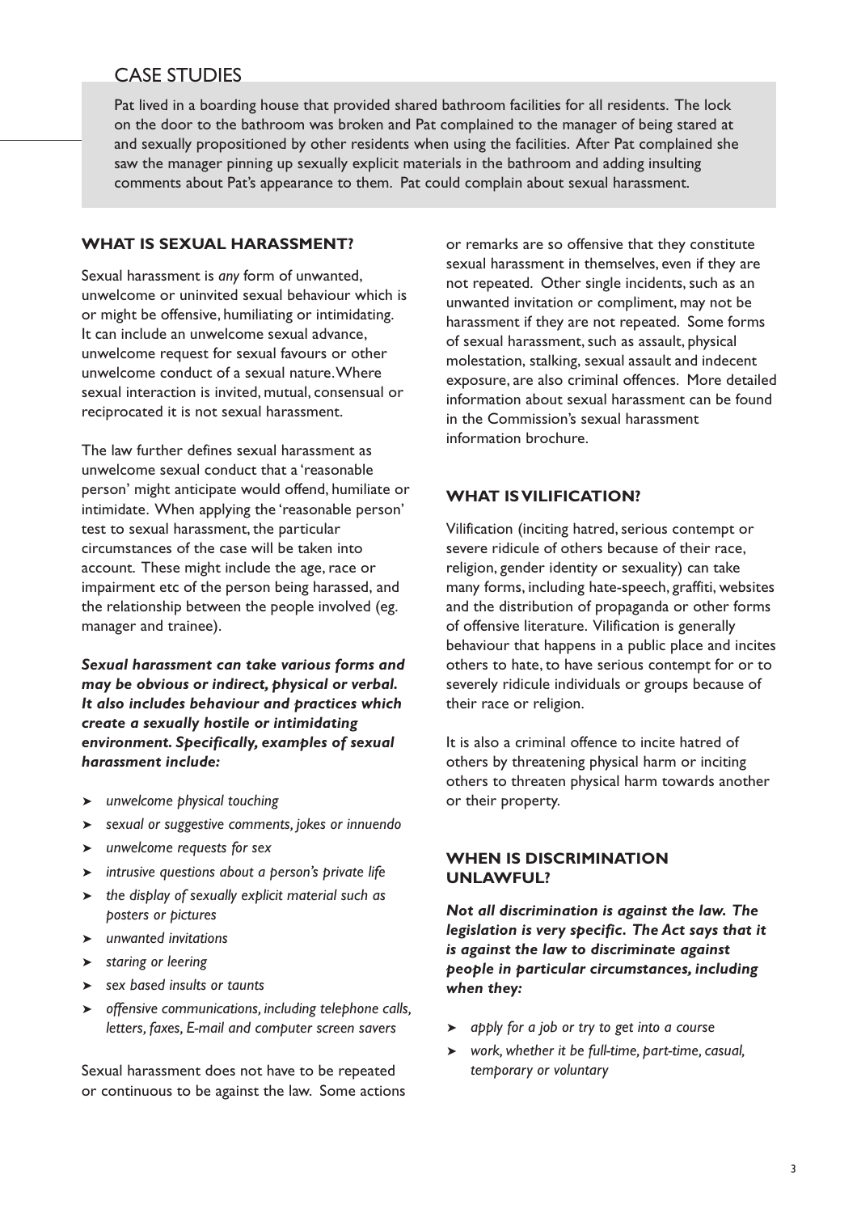## CASE STUDIES

Pat lived in a boarding house that provided shared bathroom facilities for all residents. The lock on the door to the bathroom was broken and Pat complained to the manager of being stared at and sexually propositioned by other residents when using the facilities. After Pat complained she saw the manager pinning up sexually explicit materials in the bathroom and adding insulting comments about Pat's appearance to them. Pat could complain about sexual harassment.

### WHAT IS SEXUAL HARASSMENT?

Sexual harassment is *any* form of unwanted, unwelcome or uninvited sexual behaviour which is or might be offensive, humiliating or intimidating. It can include an unwelcome sexual advance, unwelcome request for sexual favours or other unwelcome conduct of a sexual nature. Where sexual interaction is invited, mutual, consensual or reciprocated it is not sexual harassment.

The law further defines sexual harassment as unwelcome sexual conduct that a 'reasonable person' might anticipate would offend, humiliate or intimidate. When applying the 'reasonable person' test to sexual harassment, the particular circumstances of the case will be taken into account. These might include the age, race or impairment etc of the person being harassed, and the relationship between the people involved (eg. manager and trainee).

***Sexual harassment can take various forms and may be obvious or indirect, physical or verbal. It also includes behaviour and practices which create a sexually hostile or intimidating environment. Specifically, examples of sexual harassment include:***

- *unwelcome physical touching*
- *sexual or suggestive comments, jokes or innuendo*
- *unwelcome requests for sex*
- *intrusive questions about a person's private life*
- *the display of sexually explicit material such as posters or pictures*
- *unwanted invitations*
- *staring or leering*
- *sex based insults or taunts*
- *offensive communications, including telephone calls, letters, faxes, E-mail and computer screen savers*

Sexual harassment does not have to be repeated or continuous to be against the law. Some actions or remarks are so offensive that they constitute sexual harassment in themselves, even if they are not repeated. Other single incidents, such as an unwanted invitation or compliment, may not be harassment if they are not repeated. Some forms of sexual harassment, such as assault, physical molestation, stalking, sexual assault and indecent exposure, are also criminal offences. More detailed information about sexual harassment can be found in the Commission's sexual harassment information brochure.

### WHAT IS VILIFICATION?

Vilification (inciting hatred, serious contempt or severe ridicule of others because of their race, religion, gender identity or sexuality) can take many forms, including hate-speech, graffiti, websites and the distribution of propaganda or other forms of offensive literature. Vilification is generally behaviour that happens in a public place and incites others to hate, to have serious contempt for or to severely ridicule individuals or groups because of their race or religion.

It is also a criminal offence to incite hatred of others by threatening physical harm or inciting others to threaten physical harm towards another or their property.

### WHEN IS DISCRIMINATION UNLAWFUL?

***Not all discrimination is against the law. The legislation is very specific. The Act says that it is against the law to discriminate against people in particular circumstances, including when they:***

- *apply for a job or try to get into a course*
- *work, whether it be full-time, part-time, casual, temporary or voluntary*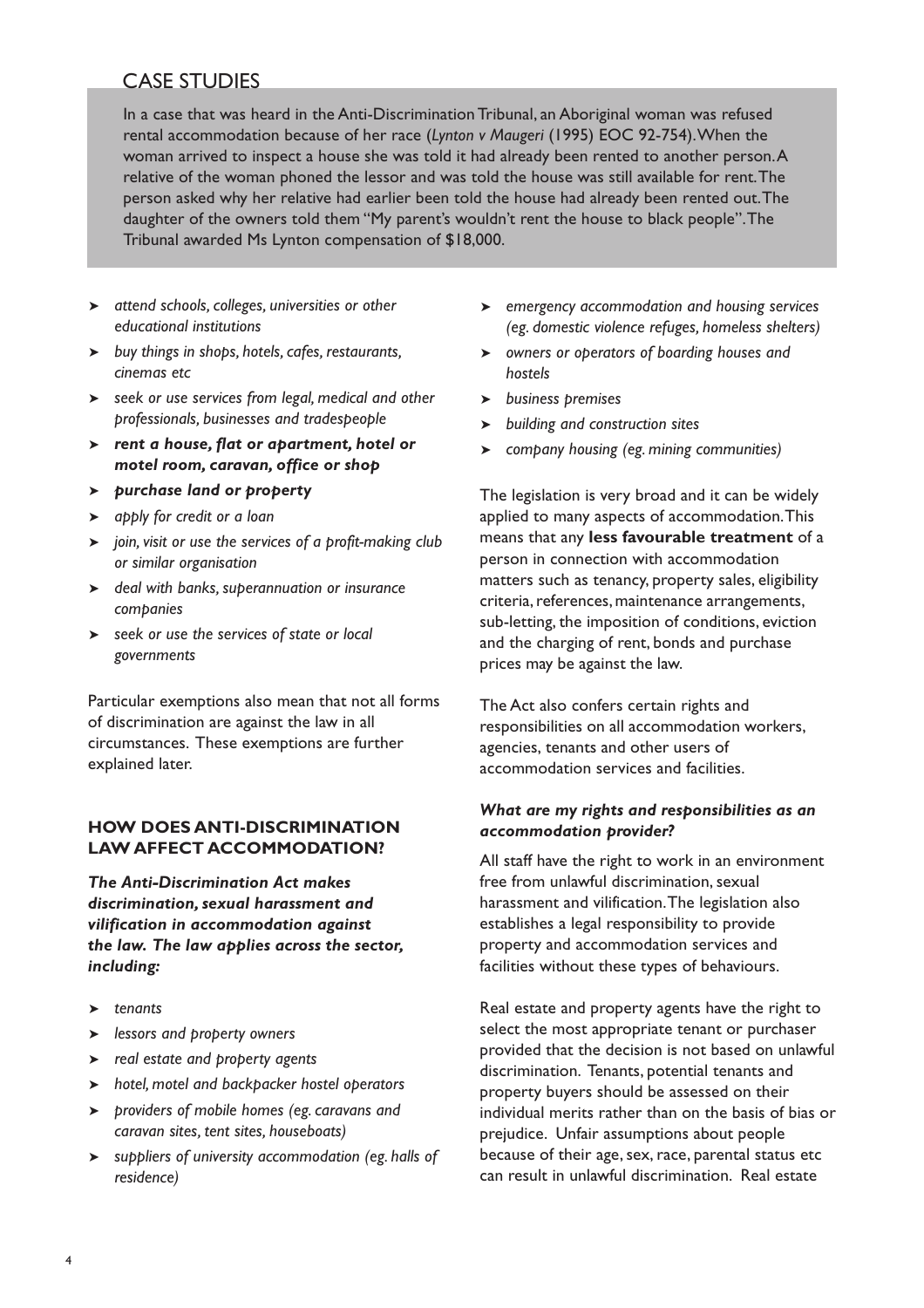## CASE STUDIES

In a case that was heard in the Anti-Discrimination Tribunal, an Aboriginal woman was refused rental accommodation because of her race (*Lynton v Maugeri* (1995) EOC 92-754). When the woman arrived to inspect a house she was told it had already been rented to another person. A relative of the woman phoned the lessor and was told the house was still available for rent. The person asked why her relative had earlier been told the house had already been rented out. The daughter of the owners told them "My parent's wouldn't rent the house to black people". The Tribunal awarded Ms Lynton compensation of $18,000.

- *attend schools, colleges, universities or other educational institutions*
- *buy things in shops, hotels, cafes, restaurants, cinemas etc*
- *seek or use services from legal, medical and other professionals, businesses and tradespeople*
- ***rent a house, flat or apartment, hotel or motel room, caravan, office or shop***
- ***purchase land or property***
- *apply for credit or a loan*
- *join, visit or use the services of a profit-making club or similar organisation*
- *deal with banks, superannuation or insurance companies*
- *seek or use the services of state or local governments*

Particular exemptions also mean that not all forms of discrimination are against the law in all circumstances. These exemptions are further explained later.

### HOW DOES ANTI-DISCRIMINATION LAW AFFECT ACCOMMODATION?

***The Anti-Discrimination Act makes discrimination, sexual harassment and vilification in accommodation against the law. The law applies across the sector, including:***

- *tenants*
- *lessors and property owners*
- *real estate and property agents*
- *hotel, motel and backpacker hostel operators*
- *providers of mobile homes (eg. caravans and caravan sites, tent sites, houseboats)*
- *suppliers of university accommodation (eg. halls of residence)*
- *emergency accommodation and housing services (eg. domestic violence refuges, homeless shelters)*
- *owners or operators of boarding houses and hostels*
- *business premises*
- *building and construction sites*
- *company housing (eg. mining communities)*

The legislation is very broad and it can be widely applied to many aspects of accommodation. This means that any **less favourable treatment** of a person in connection with accommodation matters such as tenancy, property sales, eligibility criteria, references, maintenance arrangements, sub-letting, the imposition of conditions, eviction and the charging of rent, bonds and purchase prices may be against the law.

The Act also confers certain rights and responsibilities on all accommodation workers, agencies, tenants and other users of accommodation services and facilities.

#### *What are my rights and responsibilities as an accommodation provider?*

All staff have the right to work in an environment free from unlawful discrimination, sexual harassment and vilification. The legislation also establishes a legal responsibility to provide property and accommodation services and facilities without these types of behaviours.

Real estate and property agents have the right to select the most appropriate tenant or purchaser provided that the decision is not based on unlawful discrimination. Tenants, potential tenants and property buyers should be assessed on their individual merits rather than on the basis of bias or prejudice. Unfair assumptions about people because of their age, sex, race, parental status etc can result in unlawful discrimination. Real estate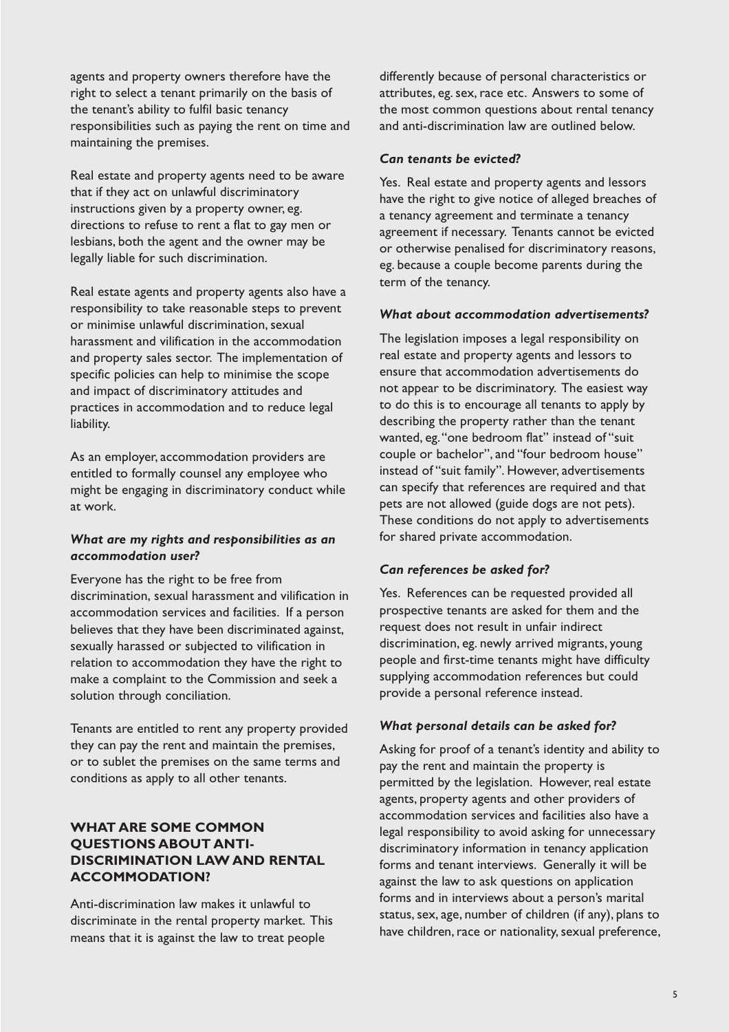agents and property owners therefore have the right to select a tenant primarily on the basis of the tenant's ability to fulfil basic tenancy responsibilities such as paying the rent on time and maintaining the premises.

Real estate and property agents need to be aware that if they act on unlawful discriminatory instructions given by a property owner, eg. directions to refuse to rent a flat to gay men or lesbians, both the agent and the owner may be legally liable for such discrimination.

Real estate agents and property agents also have a responsibility to take reasonable steps to prevent or minimise unlawful discrimination, sexual harassment and vilification in the accommodation and property sales sector. The implementation of specific policies can help to minimise the scope and impact of discriminatory attitudes and practices in accommodation and to reduce legal liability.

As an employer, accommodation providers are entitled to formally counsel any employee who might be engaging in discriminatory conduct while at work.

### *What are my rights and responsibilities as an accommodation user?*

Everyone has the right to be free from discrimination, sexual harassment and vilification in accommodation services and facilities. If a person believes that they have been discriminated against, sexually harassed or subjected to vilification in relation to accommodation they have the right to make a complaint to the Commission and seek a solution through conciliation.

Tenants are entitled to rent any property provided they can pay the rent and maintain the premises, or to sublet the premises on the same terms and conditions as apply to all other tenants.

## WHAT ARE SOME COMMON QUESTIONS ABOUT ANTI-DISCRIMINATION LAW AND RENTAL ACCOMMODATION?

Anti-discrimination law makes it unlawful to discriminate in the rental property market. This means that it is against the law to treat people differently because of personal characteristics or attributes, eg. sex, race etc. Answers to some of the most common questions about rental tenancy and anti-discrimination law are outlined below.

### *Can tenants be evicted?*

Yes. Real estate and property agents and lessors have the right to give notice of alleged breaches of a tenancy agreement and terminate a tenancy agreement if necessary. Tenants cannot be evicted or otherwise penalised for discriminatory reasons, eg. because a couple become parents during the term of the tenancy.

### *What about accommodation advertisements?*

The legislation imposes a legal responsibility on real estate and property agents and lessors to ensure that accommodation advertisements do not appear to be discriminatory. The easiest way to do this is to encourage all tenants to apply by describing the property rather than the tenant wanted, eg. "one bedroom flat" instead of "suit couple or bachelor", and "four bedroom house" instead of "suit family". However, advertisements can specify that references are required and that pets are not allowed (guide dogs are not pets). These conditions do not apply to advertisements for shared private accommodation.

### *Can references be asked for?*

Yes. References can be requested provided all prospective tenants are asked for them and the request does not result in unfair indirect discrimination, eg. newly arrived migrants, young people and first-time tenants might have difficulty supplying accommodation references but could provide a personal reference instead.

### *What personal details can be asked for?*

Asking for proof of a tenant's identity and ability to pay the rent and maintain the property is permitted by the legislation. However, real estate agents, property agents and other providers of accommodation services and facilities also have a legal responsibility to avoid asking for unnecessary discriminatory information in tenancy application forms and tenant interviews. Generally it will be against the law to ask questions on application forms and in interviews about a person's marital status, sex, age, number of children (if any), plans to have children, race or nationality, sexual preference,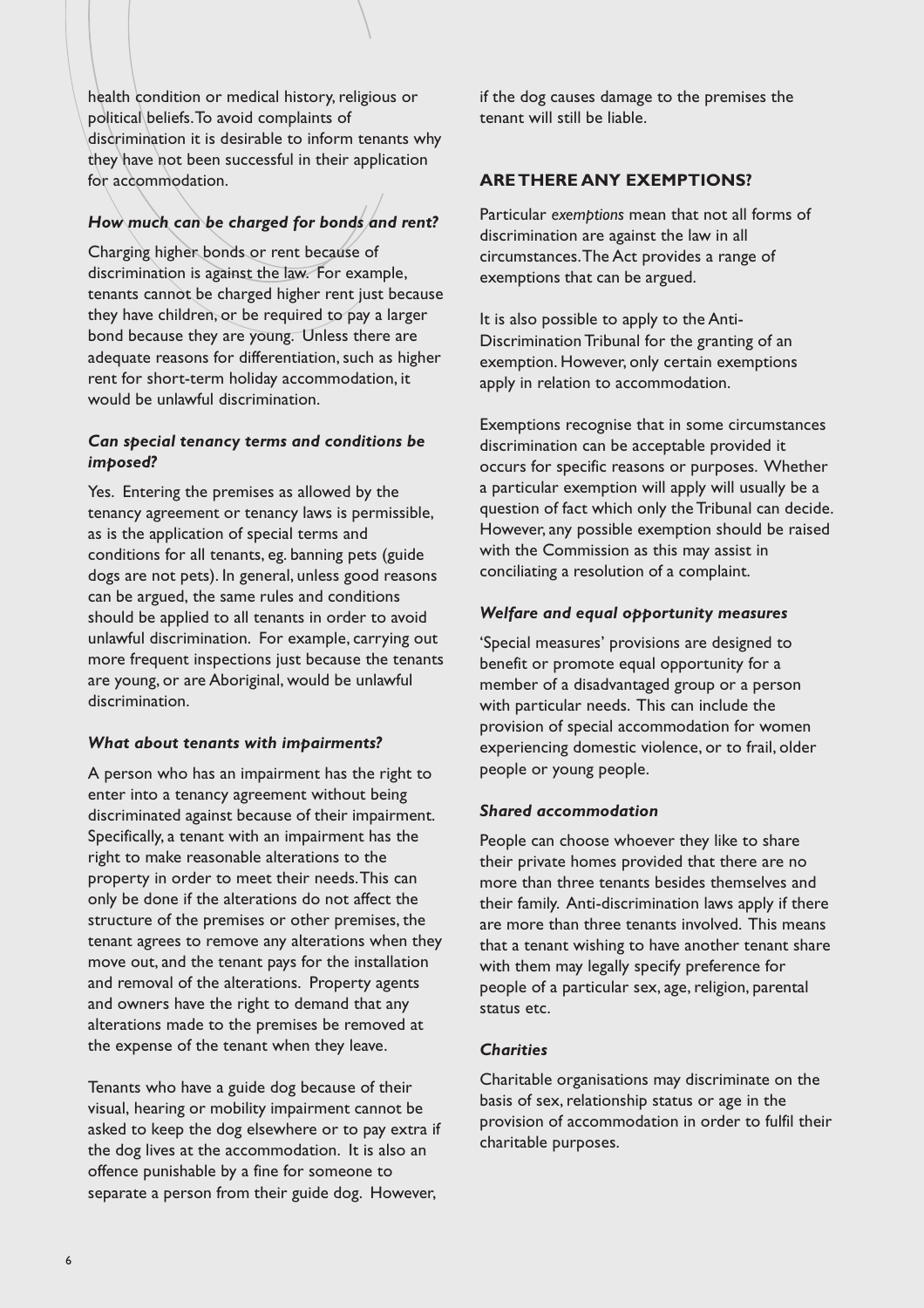health condition or medical history, religious or political beliefs. To avoid complaints of discrimination it is desirable to inform tenants why they have not been successful in their application for accommodation.

### *How much can be charged for bonds and rent?*

Charging higher bonds or rent because of discrimination is against the law. For example, tenants cannot be charged higher rent just because they have children, or be required to pay a larger bond because they are young. Unless there are adequate reasons for differentiation, such as higher rent for short-term holiday accommodation, it would be unlawful discrimination.

### *Can special tenancy terms and conditions be imposed?*

Yes. Entering the premises as allowed by the tenancy agreement or tenancy laws is permissible, as is the application of special terms and conditions for all tenants, eg. banning pets (guide dogs are not pets). In general, unless good reasons can be argued, the same rules and conditions should be applied to all tenants in order to avoid unlawful discrimination. For example, carrying out more frequent inspections just because the tenants are young, or are Aboriginal, would be unlawful discrimination.

### *What about tenants with impairments?*

A person who has an impairment has the right to enter into a tenancy agreement without being discriminated against because of their impairment. Specifically, a tenant with an impairment has the right to make reasonable alterations to the property in order to meet their needs. This can only be done if the alterations do not affect the structure of the premises or other premises, the tenant agrees to remove any alterations when they move out, and the tenant pays for the installation and removal of the alterations. Property agents and owners have the right to demand that any alterations made to the premises be removed at the expense of the tenant when they leave.

Tenants who have a guide dog because of their visual, hearing or mobility impairment cannot be asked to keep the dog elsewhere or to pay extra if the dog lives at the accommodation. It is also an offence punishable by a fine for someone to separate a person from their guide dog. However, if the dog causes damage to the premises the tenant will still be liable.

## ARE THERE ANY EXEMPTIONS?

Particular *exemptions* mean that not all forms of discrimination are against the law in all circumstances. The Act provides a range of exemptions that can be argued.

It is also possible to apply to the Anti-Discrimination Tribunal for the granting of an exemption. However, only certain exemptions apply in relation to accommodation.

Exemptions recognise that in some circumstances discrimination can be acceptable provided it occurs for specific reasons or purposes. Whether a particular exemption will apply will usually be a question of fact which only the Tribunal can decide. However, any possible exemption should be raised with the Commission as this may assist in conciliating a resolution of a complaint.

### *Welfare and equal opportunity measures*

'Special measures' provisions are designed to benefit or promote equal opportunity for a member of a disadvantaged group or a person with particular needs. This can include the provision of special accommodation for women experiencing domestic violence, or to frail, older people or young people.

### *Shared accommodation*

People can choose whoever they like to share their private homes provided that there are no more than three tenants besides themselves and their family. Anti-discrimination laws apply if there are more than three tenants involved. This means that a tenant wishing to have another tenant share with them may legally specify preference for people of a particular sex, age, religion, parental status etc.

### *Charities*

Charitable organisations may discriminate on the basis of sex, relationship status or age in the provision of accommodation in order to fulfil their charitable purposes.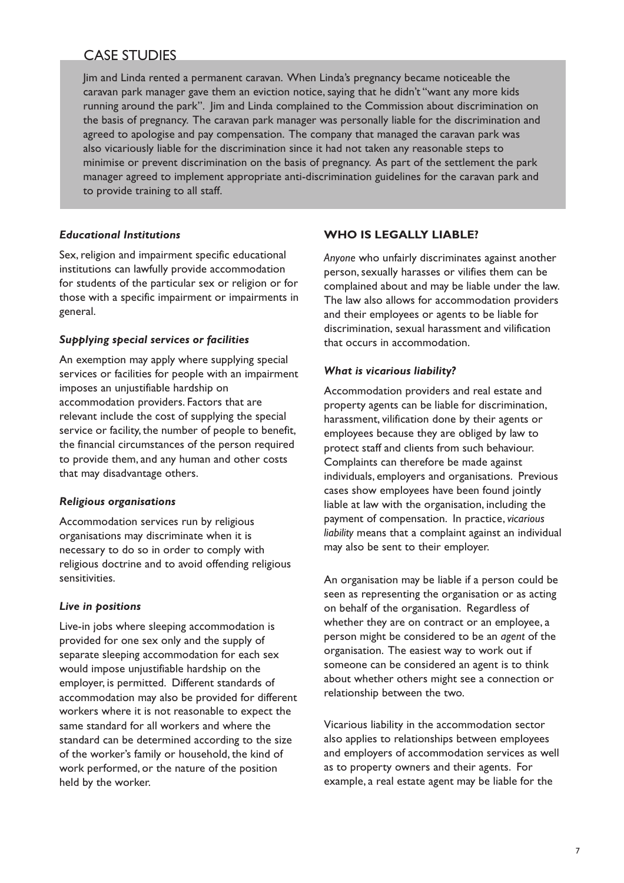## CASE STUDIES

Jim and Linda rented a permanent caravan. When Linda's pregnancy became noticeable the caravan park manager gave them an eviction notice, saying that he didn't "want any more kids running around the park". Jim and Linda complained to the Commission about discrimination on the basis of pregnancy. The caravan park manager was personally liable for the discrimination and agreed to apologise and pay compensation. The company that managed the caravan park was also vicariously liable for the discrimination since it had not taken any reasonable steps to minimise or prevent discrimination on the basis of pregnancy. As part of the settlement the park manager agreed to implement appropriate anti-discrimination guidelines for the caravan park and to provide training to all staff.

***Educational Institutions***

Sex, religion and impairment specific educational institutions can lawfully provide accommodation for students of the particular sex or religion or for those with a specific impairment or impairments in general.

***Supplying special services or facilities***

An exemption may apply where supplying special services or facilities for people with an impairment imposes an unjustifiable hardship on accommodation providers. Factors that are relevant include the cost of supplying the special service or facility, the number of people to benefit, the financial circumstances of the person required to provide them, and any human and other costs that may disadvantage others.

***Religious organisations***

Accommodation services run by religious organisations may discriminate when it is necessary to do so in order to comply with religious doctrine and to avoid offending religious sensitivities.

***Live in positions***

Live-in jobs where sleeping accommodation is provided for one sex only and the supply of separate sleeping accommodation for each sex would impose unjustifiable hardship on the employer, is permitted. Different standards of accommodation may also be provided for different workers where it is not reasonable to expect the same standard for all workers and where the standard can be determined according to the size of the worker's family or household, the kind of work performed, or the nature of the position held by the worker.

### WHO IS LEGALLY LIABLE?

*Anyone* who unfairly discriminates against another person, sexually harasses or vilifies them can be complained about and may be liable under the law. The law also allows for accommodation providers and their employees or agents to be liable for discrimination, sexual harassment and vilification that occurs in accommodation.

***What is vicarious liability?***

Accommodation providers and real estate and property agents can be liable for discrimination, harassment, vilification done by their agents or employees because they are obliged by law to protect staff and clients from such behaviour. Complaints can therefore be made against individuals, employers and organisations. Previous cases show employees have been found jointly liable at law with the organisation, including the payment of compensation. In practice, *vicarious liability* means that a complaint against an individual may also be sent to their employer.

An organisation may be liable if a person could be seen as representing the organisation or as acting on behalf of the organisation. Regardless of whether they are on contract or an employee, a person might be considered to be an *agent* of the organisation. The easiest way to work out if someone can be considered an agent is to think about whether others might see a connection or relationship between the two.

Vicarious liability in the accommodation sector also applies to relationships between employees and employers of accommodation services as well as to property owners and their agents. For example, a real estate agent may be liable for the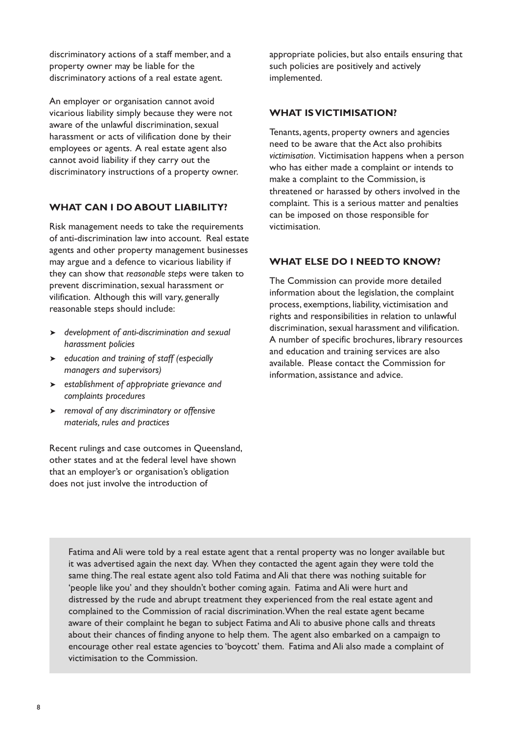discriminatory actions of a staff member, and a property owner may be liable for the discriminatory actions of a real estate agent.

An employer or organisation cannot avoid vicarious liability simply because they were not aware of the unlawful discrimination, sexual harassment or acts of vilification done by their employees or agents. A real estate agent also cannot avoid liability if they carry out the discriminatory instructions of a property owner.

## WHAT CAN I DO ABOUT LIABILITY?

Risk management needs to take the requirements of anti-discrimination law into account. Real estate agents and other property management businesses may argue and a defence to vicarious liability if they can show that *reasonable steps* were taken to prevent discrimination, sexual harassment or vilification. Although this will vary, generally reasonable steps should include:

- *development of anti-discrimination and sexual harassment policies*
- *education and training of staff (especially managers and supervisors)*
- *establishment of appropriate grievance and complaints procedures*
- *removal of any discriminatory or offensive materials, rules and practices*

Recent rulings and case outcomes in Queensland, other states and at the federal level have shown that an employer's or organisation's obligation does not just involve the introduction of appropriate policies, but also entails ensuring that such policies are positively and actively implemented.

## WHAT IS VICTIMISATION?

Tenants, agents, property owners and agencies need to be aware that the Act also prohibits *victimisation*. Victimisation happens when a person who has either made a complaint or intends to make a complaint to the Commission, is threatened or harassed by others involved in the complaint. This is a serious matter and penalties can be imposed on those responsible for victimisation.

## WHAT ELSE DO I NEED TO KNOW?

The Commission can provide more detailed information about the legislation, the complaint process, exemptions, liability, victimisation and rights and responsibilities in relation to unlawful discrimination, sexual harassment and vilification. A number of specific brochures, library resources and education and training services are also available. Please contact the Commission for information, assistance and advice.

> Fatima and Ali were told by a real estate agent that a rental property was no longer available but it was advertised again the next day. When they contacted the agent again they were told the same thing. The real estate agent also told Fatima and Ali that there was nothing suitable for 'people like you' and they shouldn't bother coming again. Fatima and Ali were hurt and distressed by the rude and abrupt treatment they experienced from the real estate agent and complained to the Commission of racial discrimination. When the real estate agent became aware of their complaint he began to subject Fatima and Ali to abusive phone calls and threats about their chances of finding anyone to help them. The agent also embarked on a campaign to encourage other real estate agencies to 'boycott' them. Fatima and Ali also made a complaint of victimisation to the Commission.